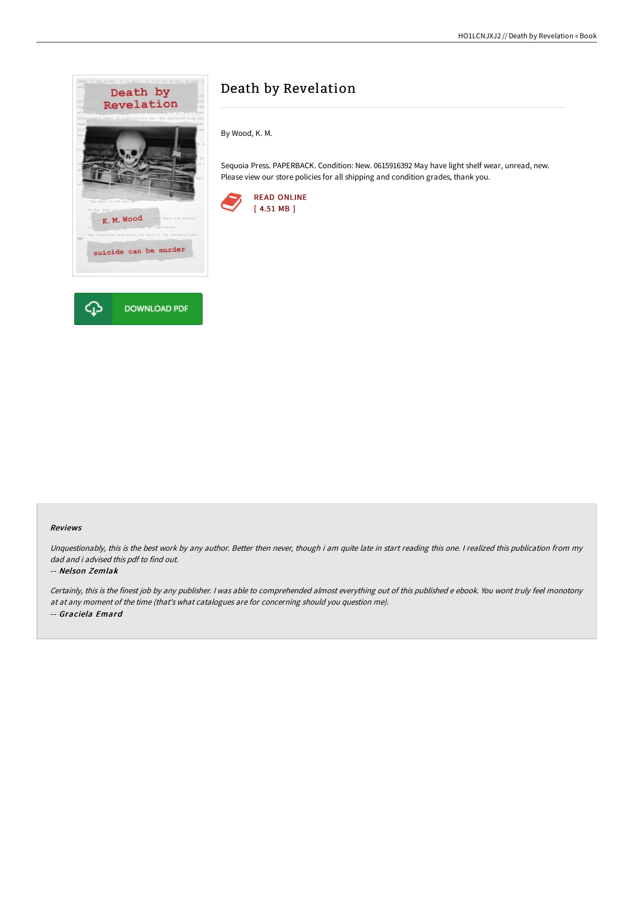# Death by Revelation

By Wood, K. M.

Sequoia Press. PAPERBACK. Condition: New. 0615916392 May have light shelf wear, unread, new. Please view our store policies for all shipping and condition grades, thank you.

READ ONLINE
[ 4.51 MB ]

DOWNLOAD PDF

## Reviews

*Unquestionably, this is the best work by any author. Better then never, though i am quite late in start reading this one. I realized this publication from my dad and i advised this pdf to find out.*

-- ***Nelson Zemlak***

*Certainly, this is the finest job by any publisher. I was able to comprehended almost everything out of this published e ebook. You wont truly feel monotony at at any moment of the time (that's what catalogues are for concerning should you question me).*

-- ***Graciela Emard***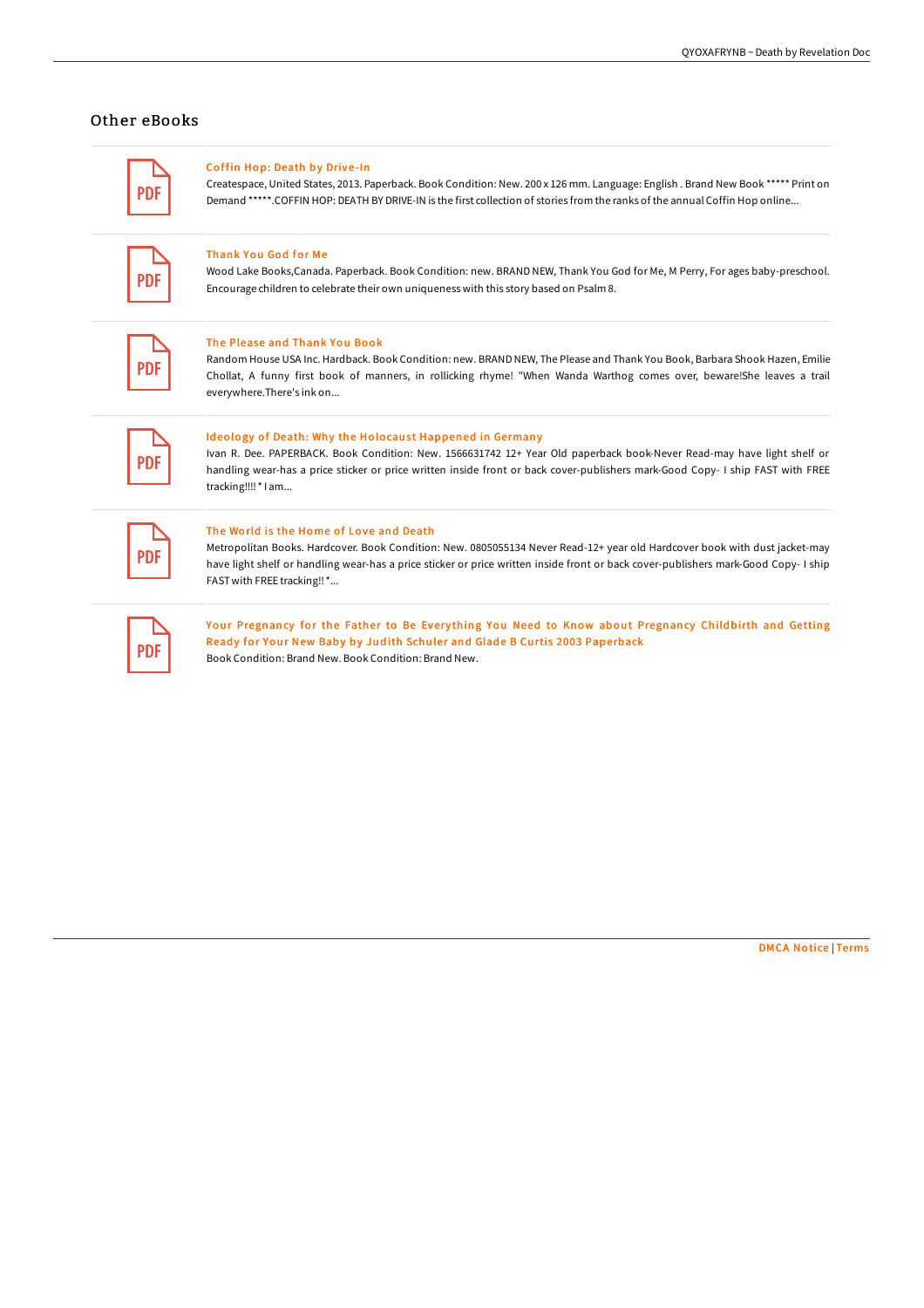## Other eBooks

PDF

### Coffin Hop: Death by Drive-In

Createspace, United States, 2013. Paperback. Book Condition: New. 200 x 126 mm. Language: English . Brand New Book ***** Print on Demand *****.COFFIN HOP: DEATH BY DRIVE-IN is the first collection of stories from the ranks of the annual Coffin Hop online...

PDF

### Thank You God for Me

Wood Lake Books,Canada. Paperback. Book Condition: new. BRAND NEW, Thank You God for Me, M Perry, For ages baby-preschool. Encourage children to celebrate their own uniqueness with this story based on Psalm 8.

PDF

### The Please and Thank You Book

Random House USA Inc. Hardback. Book Condition: new. BRAND NEW, The Please and Thank You Book, Barbara Shook Hazen, Emilie Chollat, A funny first book of manners, in rollicking rhyme! "When Wanda Warthog comes over, beware!She leaves a trail everywhere.There's ink on...

PDF

### Ideology of Death: Why the Holocaust Happened in Germany

Ivan R. Dee. PAPERBACK. Book Condition: New. 1566631742 12+ Year Old paperback book-Never Read-may have light shelf or handling wear-has a price sticker or price written inside front or back cover-publishers mark-Good Copy- I ship FAST with FREE tracking!!!! * I am...

PDF

### The World is the Home of Love and Death

Metropolitan Books. Hardcover. Book Condition: New. 0805055134 Never Read-12+ year old Hardcover book with dust jacket-may have light shelf or handling wear-has a price sticker or price written inside front or back cover-publishers mark-Good Copy- I ship FAST with FREE tracking!! *...

PDF

### Your Pregnancy for the Father to Be Everything You Need to Know about Pregnancy Childbirth and Getting Ready for Your New Baby by Judith Schuler and Glade B Curtis 2003 Paperback

Book Condition: Brand New. Book Condition: Brand New.

DMCA Notice | Terms